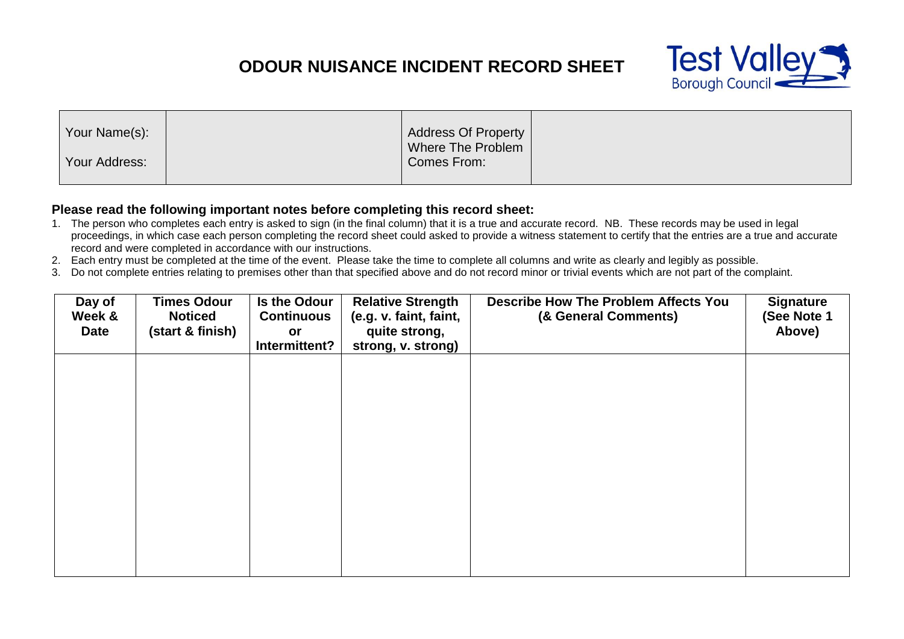# ODOUR NUISANCE INCIDENT RECORD SHEET

Test Valley Borough Council

| Your Name(s): | | Address Of Property Where The Problem Comes From: | |
|---|---|---|---|
| Your Address: | | | |

**Please read the following important notes before completing this record sheet:**

1. The person who completes each entry is asked to sign (in the final column) that it is a true and accurate record. NB. These records may be used in legal proceedings, in which case each person completing the record sheet could asked to provide a witness statement to certify that the entries are a true and accurate record and were completed in accordance with our instructions.
2. Each entry must be completed at the time of the event. Please take the time to complete all columns and write as clearly and legibly as possible.
3. Do not complete entries relating to premises other than that specified above and do not record minor or trivial events which are not part of the complaint.

| Day of Week & Date | Times Odour Noticed (start & finish) | Is the Odour Continuous or Intermittent? | Relative Strength (e.g. v. faint, faint, quite strong, strong, v. strong) | Describe How The Problem Affects You (& General Comments) | Signature (See Note 1 Above) |
|---|---|---|---|---|---|
| | | | | | |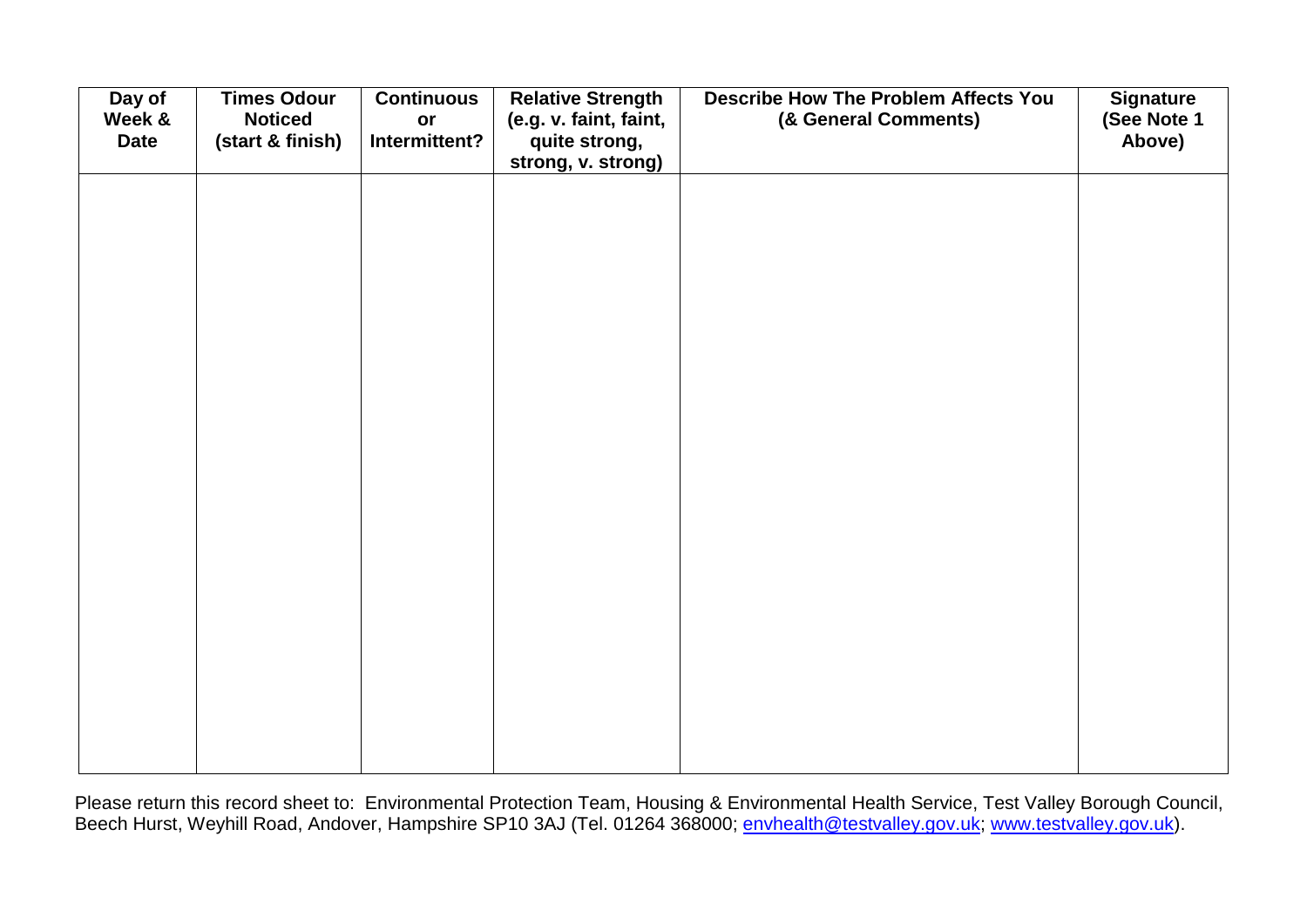| Day of Week & Date | Times Odour Noticed (start & finish) | Continuous or Intermittent? | Relative Strength (e.g. v. faint, faint, quite strong, strong, v. strong) | Describe How The Problem Affects You (& General Comments) | Signature (See Note 1 Above) |
|---|---|---|---|---|---|
| | | | | | |

Please return this record sheet to: Environmental Protection Team, Housing & Environmental Health Service, Test Valley Borough Council, Beech Hurst, Weyhill Road, Andover, Hampshire SP10 3AJ (Tel. 01264 368000; envhealth@testvalley.gov.uk; www.testvalley.gov.uk).